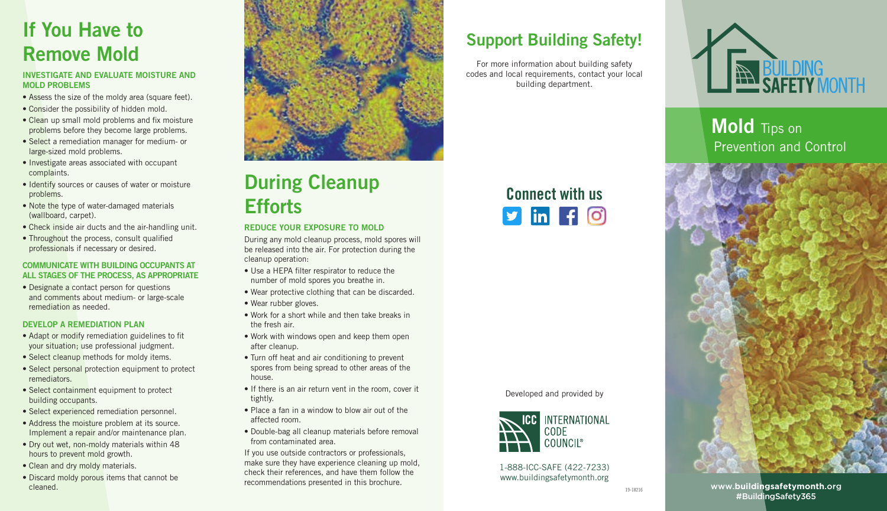# If You Have to Remove Mold

### INVESTIGATE AND EVALUATE MOISTURE AND MOLD PROBLEMS

- Assess the size of the moldy area (square feet).
- Consider the possibility of hidden mold.
- Clean up small mold problems and fix moisture problems before they become large problems.
- Select a remediation manager for medium- or large-sized mold problems.
- Investigate areas associated with occupant complaints.
- Identify sources or causes of water or moisture problems.
- Note the type of water-damaged materials (wallboard, carpet).
- Check inside air ducts and the air-handling unit.
- Throughout the process, consult qualified professionals if necessary or desired.

### COMMUNICATE WITH BUILDING OCCUPANTS AT ALL STAGES OF THE PROCESS, AS APPROPRIATE

- Designate a contact person for questions and comments about medium- or large-scale remediation as needed.

### DEVELOP A REMEDIATION PLAN

- Adapt or modify remediation guidelines to fit your situation; use professional judgment.
- Select cleanup methods for moldy items.
- Select personal protection equipment to protect remediators.
- Select containment equipment to protect building occupants.
- Select experienced remediation personnel.
- Address the moisture problem at its source. Implement a repair and/or maintenance plan.
- Dry out wet, non-moldy materials within 48 hours to prevent mold growth.
- Clean and dry moldy materials.
- Discard moldy porous items that cannot be cleaned.

# During Cleanup Efforts

### REDUCE YOUR EXPOSURE TO MOLD

During any mold cleanup process, mold spores will be released into the air. For protection during the cleanup operation:

- Use a HEPA filter respirator to reduce the number of mold spores you breathe in.
- Wear protective clothing that can be discarded.
- Wear rubber gloves.
- Work for a short while and then take breaks in the fresh air.
- Work with windows open and keep them open after cleanup.
- Turn off heat and air conditioning to prevent spores from being spread to other areas of the house.
- If there is an air return vent in the room, cover it tightly.
- Place a fan in a window to blow air out of the affected room.
- Double-bag all cleanup materials before removal from contaminated area.

If you use outside contractors or professionals, make sure they have experience cleaning up mold, check their references, and have them follow the recommendations presented in this brochure.

# Support Building Safety!

For more information about building safety codes and local requirements, contact your local building department.

## Connect with us

Developed and provided by

INTERNATIONAL CODE COUNCIL®

1-888-ICC-SAFE (422-7233)
www.buildingsafetymonth.org

19-18216

BUILDING SAFETY MONTH

# Mold Tips on Prevention and Control

www.buildingsafetymonth.org
#BuildingSafety365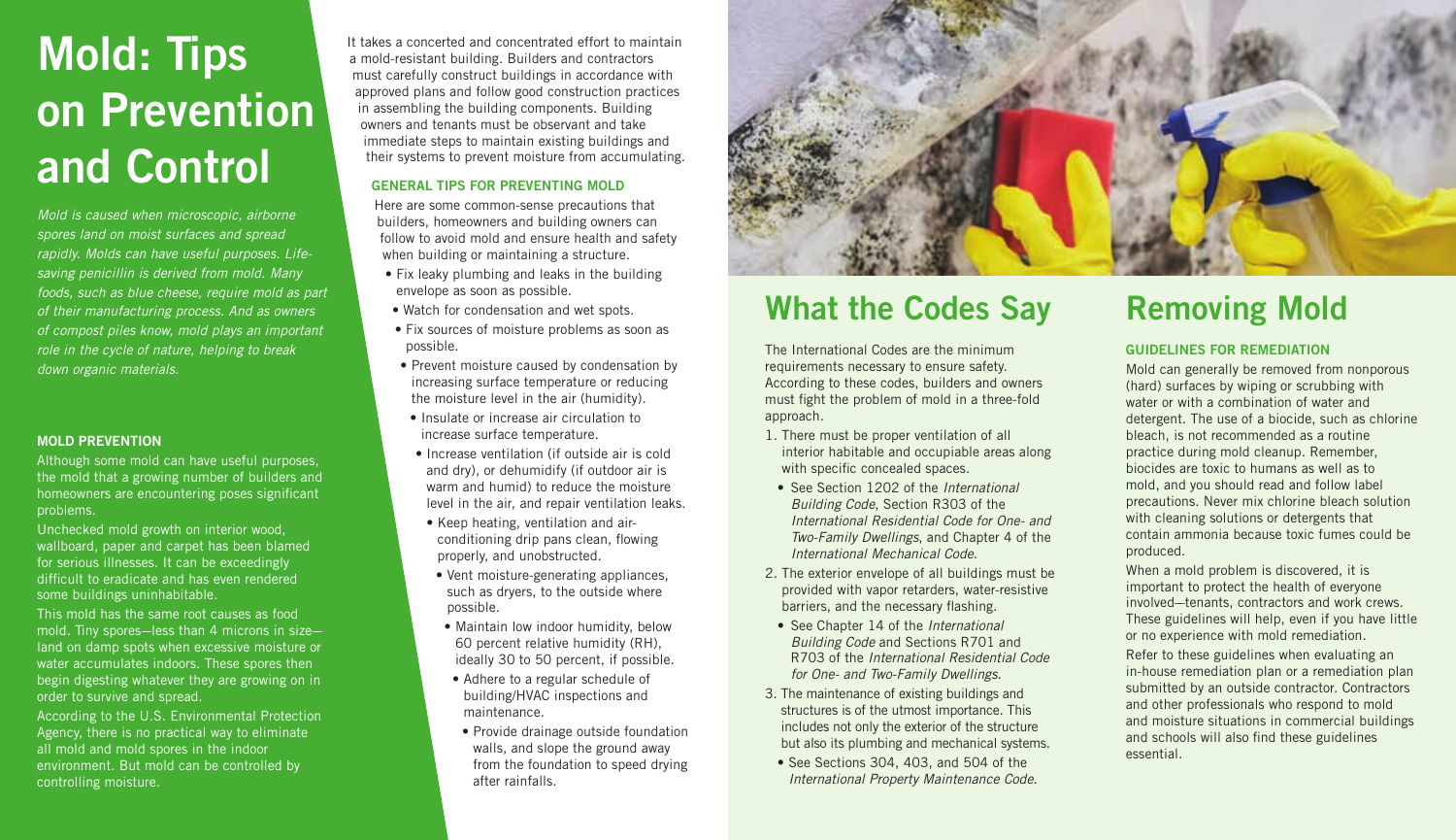# Mold: Tips on Prevention and Control

*Mold is caused when microscopic, airborne spores land on moist surfaces and spread rapidly. Molds can have useful purposes. Life-saving penicillin is derived from mold. Many foods, such as blue cheese, require mold as part of their manufacturing process. And as owners of compost piles know, mold plays an important role in the cycle of nature, helping to break down organic materials.*

### MOLD PREVENTION

Although some mold can have useful purposes, the mold that a growing number of builders and homeowners are encountering poses significant problems.

Unchecked mold growth on interior wood, wallboard, paper and carpet has been blamed for serious illnesses. It can be exceedingly difficult to eradicate and has even rendered some buildings uninhabitable.

This mold has the same root causes as food mold. Tiny spores—less than 4 microns in size—land on damp spots when excessive moisture or water accumulates indoors. These spores then begin digesting whatever they are growing on in order to survive and spread.

According to the U.S. Environmental Protection Agency, there is no practical way to eliminate all mold and mold spores in the indoor environment. But mold can be controlled by controlling moisture.

It takes a concerted and concentrated effort to maintain a mold-resistant building. Builders and contractors must carefully construct buildings in accordance with approved plans and follow good construction practices in assembling the building components. Building owners and tenants must be observant and take immediate steps to maintain existing buildings and their systems to prevent moisture from accumulating.

### GENERAL TIPS FOR PREVENTING MOLD

Here are some common-sense precautions that builders, homeowners and building owners can follow to avoid mold and ensure health and safety when building or maintaining a structure.

- Fix leaky plumbing and leaks in the building envelope as soon as possible.
- Watch for condensation and wet spots.
- Fix sources of moisture problems as soon as possible.
- Prevent moisture caused by condensation by increasing surface temperature or reducing the moisture level in the air (humidity).
- Insulate or increase air circulation to increase surface temperature.
- Increase ventilation (if outside air is cold and dry), or dehumidify (if outdoor air is warm and humid) to reduce the moisture level in the air, and repair ventilation leaks.
- Keep heating, ventilation and air-conditioning drip pans clean, flowing properly, and unobstructed.
- Vent moisture-generating appliances, such as dryers, to the outside where possible.
- Maintain low indoor humidity, below 60 percent relative humidity (RH), ideally 30 to 50 percent, if possible.
- Adhere to a regular schedule of building/HVAC inspections and maintenance.
- Provide drainage outside foundation walls, and slope the ground away from the foundation to speed drying after rainfalls.

## What the Codes Say

The International Codes are the minimum requirements necessary to ensure safety. According to these codes, builders and owners must fight the problem of mold in a three-fold approach.

1. There must be proper ventilation of all interior habitable and occupiable areas along with specific concealed spaces.
   - See Section 1202 of the *International Building Code*, Section R303 of the *International Residential Code for One- and Two-Family Dwellings*, and Chapter 4 of the *International Mechanical Code*.
2. The exterior envelope of all buildings must be provided with vapor retarders, water-resistive barriers, and the necessary flashing.
   - See Chapter 14 of the *International Building Code* and Sections R701 and R703 of the *International Residential Code for One- and Two-Family Dwellings*.
3. The maintenance of existing buildings and structures is of the utmost importance. This includes not only the exterior of the structure but also its plumbing and mechanical systems.
   - See Sections 304, 403, and 504 of the *International Property Maintenance Code*.

## Removing Mold

### GUIDELINES FOR REMEDIATION

Mold can generally be removed from nonporous (hard) surfaces by wiping or scrubbing with water or with a combination of water and detergent. The use of a biocide, such as chlorine bleach, is not recommended as a routine practice during mold cleanup. Remember, biocides are toxic to humans as well as to mold, and you should read and follow label precautions. Never mix chlorine bleach solution with cleaning solutions or detergents that contain ammonia because toxic fumes could be produced.

When a mold problem is discovered, it is important to protect the health of everyone involved—tenants, contractors and work crews. These guidelines will help, even if you have little or no experience with mold remediation.

Refer to these guidelines when evaluating an in-house remediation plan or a remediation plan submitted by an outside contractor. Contractors and other professionals who respond to mold and moisture situations in commercial buildings and schools will also find these guidelines essential.